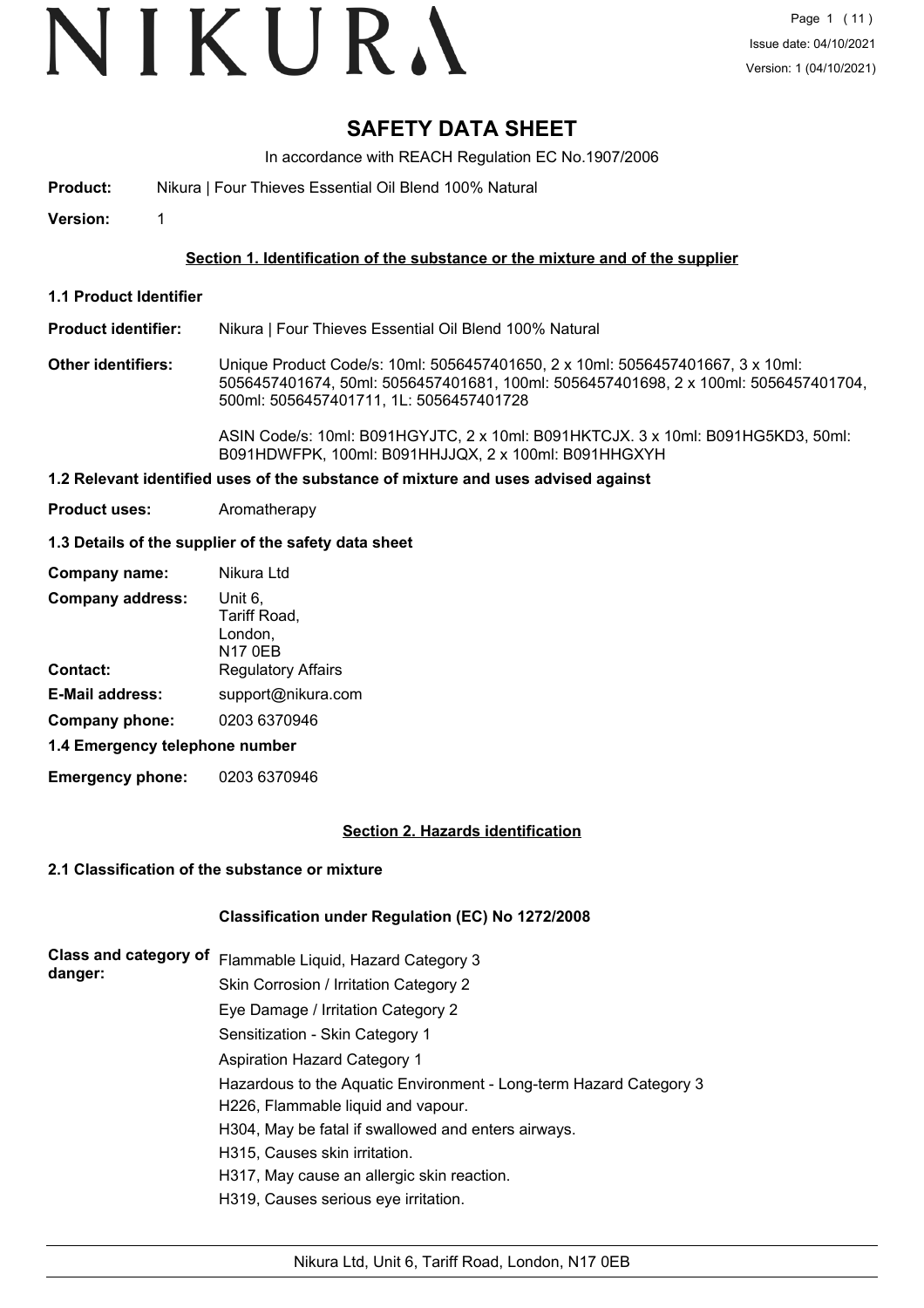# NIKURA

Issue date: 04/10/2021
Version: 1 (04/10/2021)

# SAFETY DATA SHEET

In accordance with REACH Regulation EC No.1907/2006

**Product:** Nikura | Four Thieves Essential Oil Blend 100% Natural

**Version:** 1

## Section 1. Identification of the substance or the mixture and of the supplier

### 1.1 Product Identifier

**Product identifier:** Nikura | Four Thieves Essential Oil Blend 100% Natural

**Other identifiers:** Unique Product Code/s: 10ml: 5056457401650, 2 x 10ml: 5056457401667, 3 x 10ml: 5056457401674, 50ml: 5056457401681, 100ml: 5056457401698, 2 x 100ml: 5056457401704, 500ml: 5056457401711, 1L: 5056457401728

ASIN Code/s: 10ml: B091HGYJTC, 2 x 10ml: B091HKTCJX. 3 x 10ml: B091HG5KD3, 50ml: B091HDWFPK, 100ml: B091HHJJQX, 2 x 100ml: B091HHGXYH

### 1.2 Relevant identified uses of the substance of mixture and uses advised against

**Product uses:** Aromatherapy

### 1.3 Details of the supplier of the safety data sheet

**Company name:** Nikura Ltd

**Company address:** Unit 6, Tariff Road, London, N17 0EB

**Contact:** Regulatory Affairs

**E-Mail address:** support@nikura.com

**Company phone:** 0203 6370946

### 1.4 Emergency telephone number

**Emergency phone:** 0203 6370946

## Section 2. Hazards identification

### 2.1 Classification of the substance or mixture

#### Classification under Regulation (EC) No 1272/2008

**Class and category of danger:**

Flammable Liquid, Hazard Category 3
Skin Corrosion / Irritation Category 2
Eye Damage / Irritation Category 2
Sensitization - Skin Category 1
Aspiration Hazard Category 1
Hazardous to the Aquatic Environment - Long-term Hazard Category 3
H226, Flammable liquid and vapour.
H304, May be fatal if swallowed and enters airways.
H315, Causes skin irritation.
H317, May cause an allergic skin reaction.
H319, Causes serious eye irritation.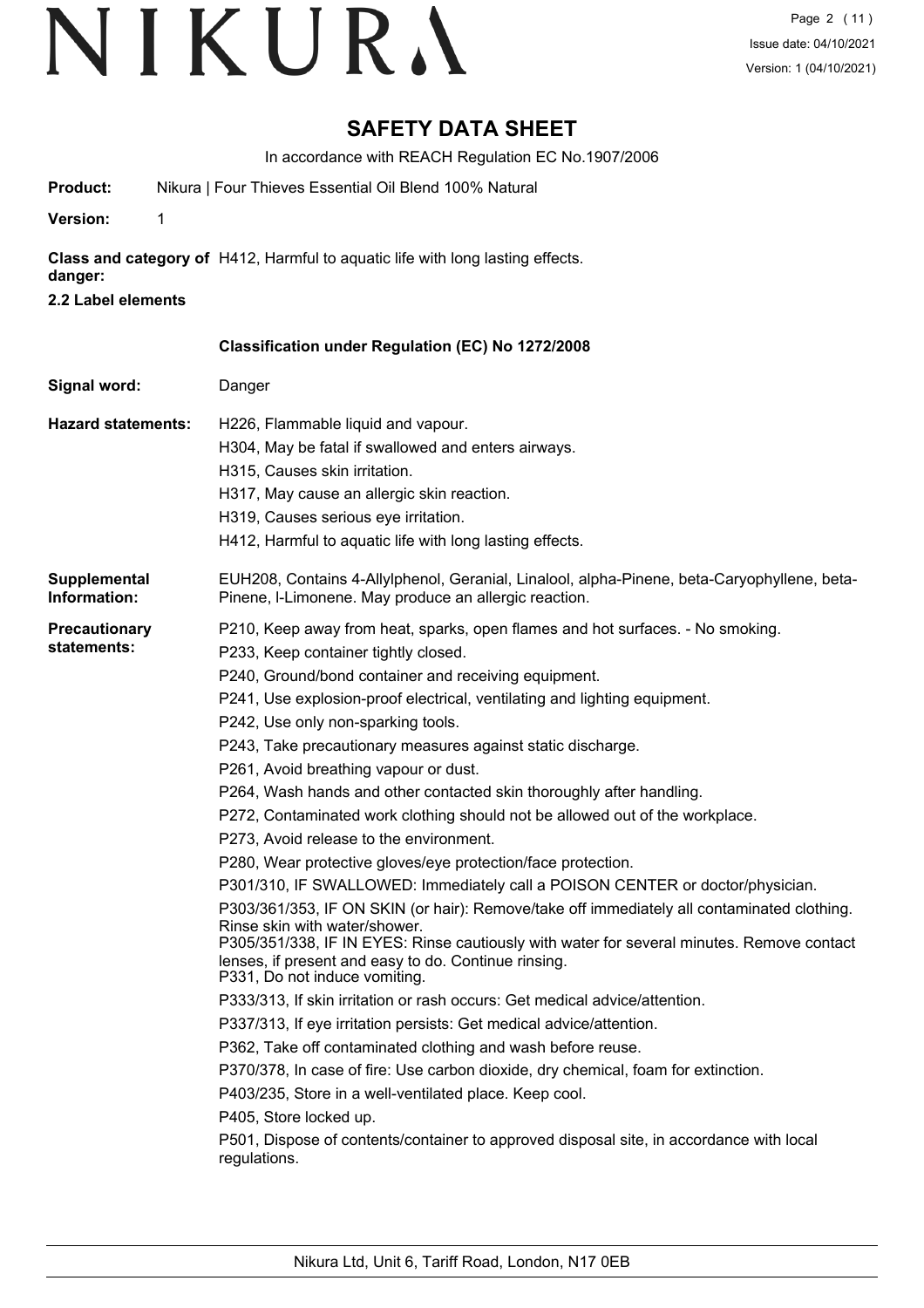# SAFETY DATA SHEET

In accordance with REACH Regulation EC No.1907/2006

**Product:** Nikura | Four Thieves Essential Oil Blend 100% Natural

**Version:** 1

**Class and category of danger:** H412, Harmful to aquatic life with long lasting effects.

**2.2 Label elements**

**Classification under Regulation (EC) No 1272/2008**

**Signal word:** Danger

**Hazard statements:**

H226, Flammable liquid and vapour.
H304, May be fatal if swallowed and enters airways.
H315, Causes skin irritation.
H317, May cause an allergic skin reaction.
H319, Causes serious eye irritation.
H412, Harmful to aquatic life with long lasting effects.

**Supplemental Information:** EUH208, Contains 4-Allylphenol, Geranial, Linalool, alpha-Pinene, beta-Caryophyllene, beta-Pinene, l-Limonene. May produce an allergic reaction.

**Precautionary statements:**

P210, Keep away from heat, sparks, open flames and hot surfaces. - No smoking.
P233, Keep container tightly closed.
P240, Ground/bond container and receiving equipment.
P241, Use explosion-proof electrical, ventilating and lighting equipment.
P242, Use only non-sparking tools.
P243, Take precautionary measures against static discharge.
P261, Avoid breathing vapour or dust.
P264, Wash hands and other contacted skin thoroughly after handling.
P272, Contaminated work clothing should not be allowed out of the workplace.
P273, Avoid release to the environment.
P280, Wear protective gloves/eye protection/face protection.
P301/310, IF SWALLOWED: Immediately call a POISON CENTER or doctor/physician.
P303/361/353, IF ON SKIN (or hair): Remove/take off immediately all contaminated clothing. Rinse skin with water/shower.
P305/351/338, IF IN EYES: Rinse cautiously with water for several minutes. Remove contact lenses, if present and easy to do. Continue rinsing.
P331, Do not induce vomiting.
P333/313, If skin irritation or rash occurs: Get medical advice/attention.
P337/313, If eye irritation persists: Get medical advice/attention.
P362, Take off contaminated clothing and wash before reuse.
P370/378, In case of fire: Use carbon dioxide, dry chemical, foam for extinction.
P403/235, Store in a well-ventilated place. Keep cool.
P405, Store locked up.
P501, Dispose of contents/container to approved disposal site, in accordance with local regulations.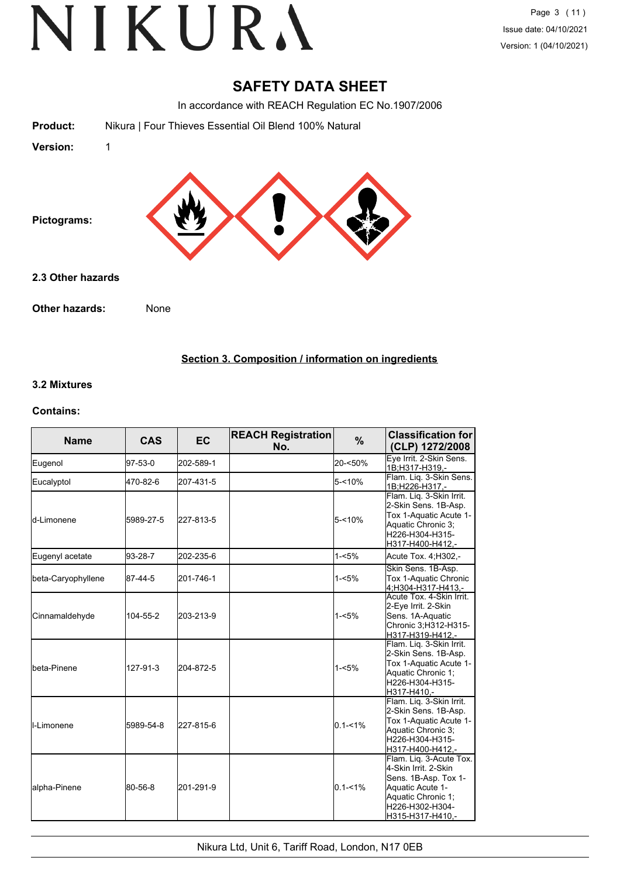# SAFETY DATA SHEET

In accordance with REACH Regulation EC No.1907/2006

**Product:** Nikura | Four Thieves Essential Oil Blend 100% Natural

**Version:** 1

**Pictograms:**

## 2.3 Other hazards

**Other hazards:** None

## Section 3. Composition / information on ingredients

### 3.2 Mixtures

**Contains:**

| Name | CAS | EC | REACH Registration No. | % | Classification for (CLP) 1272/2008 |
|---|---|---|---|---|---|
| Eugenol | 97-53-0 | 202-589-1 | | 20-<50% | Eye Irrit. 2-Skin Sens. 1B;H317-H319,- |
| Eucalyptol | 470-82-6 | 207-431-5 | | 5-<10% | Flam. Liq. 3-Skin Sens. 1B;H226-H317,- |
| d-Limonene | 5989-27-5 | 227-813-5 | | 5-<10% | Flam. Liq. 3-Skin Irrit. 2-Skin Sens. 1B-Asp. Tox 1-Aquatic Acute 1-Aquatic Chronic 3; H226-H304-H315-H317-H400-H412,- |
| Eugenyl acetate | 93-28-7 | 202-235-6 | | 1-<5% | Acute Tox. 4;H302,- |
| beta-Caryophyllene | 87-44-5 | 201-746-1 | | 1-<5% | Skin Sens. 1B-Asp. Tox 1-Aquatic Chronic 4;H304-H317-H413,- |
| Cinnamaldehyde | 104-55-2 | 203-213-9 | | 1-<5% | Acute Tox. 4-Skin Irrit. 2-Eye Irrit. 2-Skin Sens. 1A-Aquatic Chronic 3;H312-H315-H317-H319-H412,- |
| beta-Pinene | 127-91-3 | 204-872-5 | | 1-<5% | Flam. Liq. 3-Skin Irrit. 2-Skin Sens. 1B-Asp. Tox 1-Aquatic Acute 1-Aquatic Chronic 1; H226-H304-H315-H317-H410,- |
| l-Limonene | 5989-54-8 | 227-815-6 | | 0.1-<1% | Flam. Liq. 3-Skin Irrit. 2-Skin Sens. 1B-Asp. Tox 1-Aquatic Acute 1-Aquatic Chronic 3; H226-H304-H315-H317-H400-H412,- |
| alpha-Pinene | 80-56-8 | 201-291-9 | | 0.1-<1% | Flam. Liq. 3-Acute Tox. 4-Skin Irrit. 2-Skin Sens. 1B-Asp. Tox 1-Aquatic Acute 1-Aquatic Chronic 1; H226-H302-H304-H315-H317-H410,- |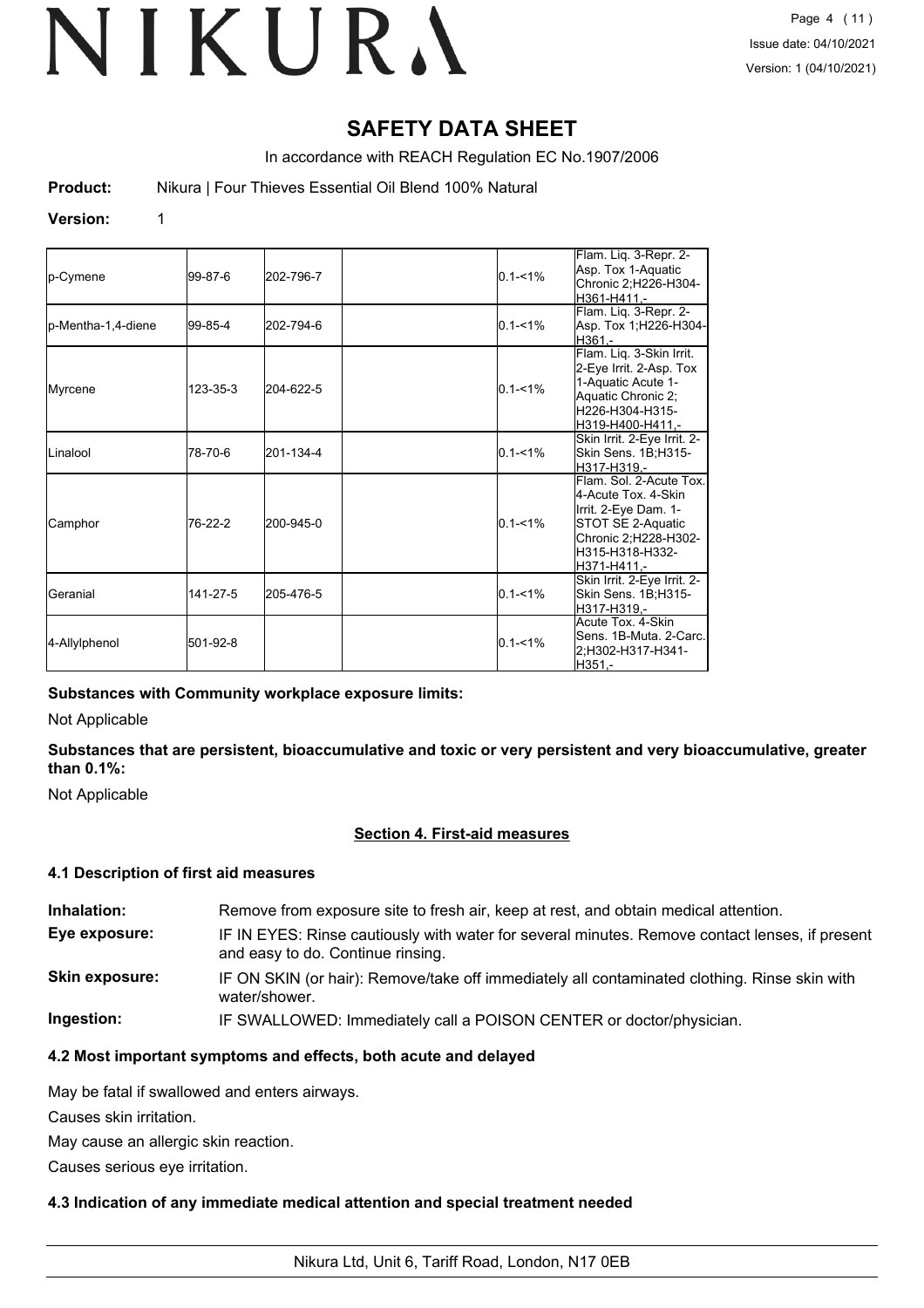# SAFETY DATA SHEET

In accordance with REACH Regulation EC No.1907/2006

**Product:** Nikura | Four Thieves Essential Oil Blend 100% Natural

**Version:** 1

| | | | | | |
|---|---|---|---|---|---|
| p-Cymene | 99-87-6 | 202-796-7 | | 0.1-<1% | Flam. Liq. 3-Repr. 2-Asp. Tox 1-Aquatic Chronic 2;H226-H304-H361-H411,- |
| p-Mentha-1,4-diene | 99-85-4 | 202-794-6 | | 0.1-<1% | Flam. Liq. 3-Repr. 2-Asp. Tox 1;H226-H304-H361,- |
| Myrcene | 123-35-3 | 204-622-5 | | 0.1-<1% | Flam. Liq. 3-Skin Irrit. 2-Eye Irrit. 2-Asp. Tox 1-Aquatic Acute 1-Aquatic Chronic 2;H226-H304-H315-H319-H400-H411,- |
| Linalool | 78-70-6 | 201-134-4 | | 0.1-<1% | Skin Irrit. 2-Eye Irrit. 2-Skin Sens. 1B;H315-H317-H319,- |
| Camphor | 76-22-2 | 200-945-0 | | 0.1-<1% | Flam. Sol. 2-Acute Tox. 4-Acute Tox. 4-Skin Irrit. 2-Eye Dam. 1-STOT SE 2-Aquatic Chronic 2;H228-H302-H315-H318-H332-H371-H411,- |
| Geranial | 141-27-5 | 205-476-5 | | 0.1-<1% | Skin Irrit. 2-Eye Irrit. 2-Skin Sens. 1B;H315-H317-H319,- |
| 4-Allylphenol | 501-92-8 | | | 0.1-<1% | Acute Tox. 4-Skin Sens. 1B-Muta. 2-Carc. 2;H302-H317-H341-H351,- |

**Substances with Community workplace exposure limits:**

Not Applicable

**Substances that are persistent, bioaccumulative and toxic or very persistent and very bioaccumulative, greater than 0.1%:**

Not Applicable

## Section 4. First-aid measures

### 4.1 Description of first aid measures

**Inhalation:** Remove from exposure site to fresh air, keep at rest, and obtain medical attention.

**Eye exposure:** IF IN EYES: Rinse cautiously with water for several minutes. Remove contact lenses, if present and easy to do. Continue rinsing.

**Skin exposure:** IF ON SKIN (or hair): Remove/take off immediately all contaminated clothing. Rinse skin with water/shower.

**Ingestion:** IF SWALLOWED: Immediately call a POISON CENTER or doctor/physician.

### 4.2 Most important symptoms and effects, both acute and delayed

May be fatal if swallowed and enters airways.

Causes skin irritation.

May cause an allergic skin reaction.

Causes serious eye irritation.

### 4.3 Indication of any immediate medical attention and special treatment needed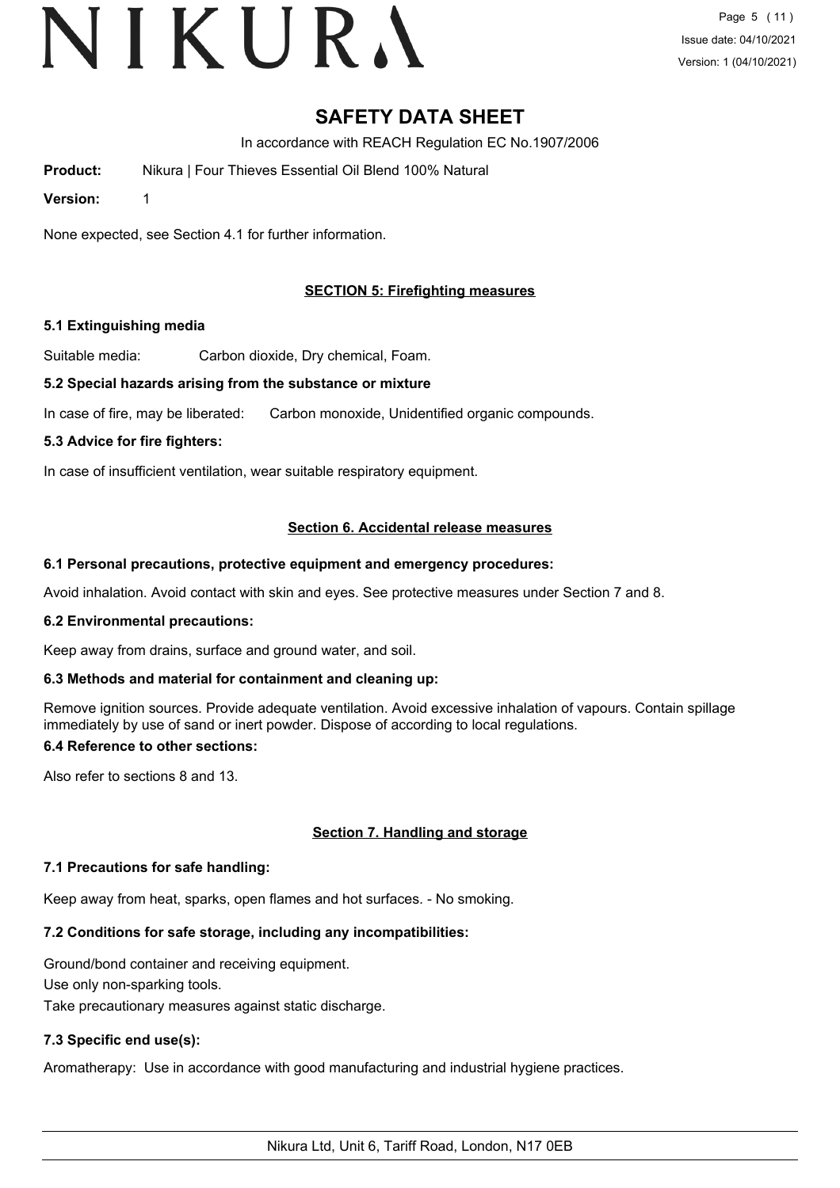# SAFETY DATA SHEET

In accordance with REACH Regulation EC No.1907/2006

**Product:** Nikura | Four Thieves Essential Oil Blend 100% Natural

**Version:** 1

None expected, see Section 4.1 for further information.

## SECTION 5: Firefighting measures

### 5.1 Extinguishing media

Suitable media: Carbon dioxide, Dry chemical, Foam.

### 5.2 Special hazards arising from the substance or mixture

In case of fire, may be liberated: Carbon monoxide, Unidentified organic compounds.

### 5.3 Advice for fire fighters:

In case of insufficient ventilation, wear suitable respiratory equipment.

## Section 6. Accidental release measures

### 6.1 Personal precautions, protective equipment and emergency procedures:

Avoid inhalation. Avoid contact with skin and eyes. See protective measures under Section 7 and 8.

### 6.2 Environmental precautions:

Keep away from drains, surface and ground water, and soil.

### 6.3 Methods and material for containment and cleaning up:

Remove ignition sources. Provide adequate ventilation. Avoid excessive inhalation of vapours. Contain spillage immediately by use of sand or inert powder. Dispose of according to local regulations.

### 6.4 Reference to other sections:

Also refer to sections 8 and 13.

## Section 7. Handling and storage

### 7.1 Precautions for safe handling:

Keep away from heat, sparks, open flames and hot surfaces. - No smoking.

### 7.2 Conditions for safe storage, including any incompatibilities:

Ground/bond container and receiving equipment.

Use only non-sparking tools.

Take precautionary measures against static discharge.

### 7.3 Specific end use(s):

Aromatherapy: Use in accordance with good manufacturing and industrial hygiene practices.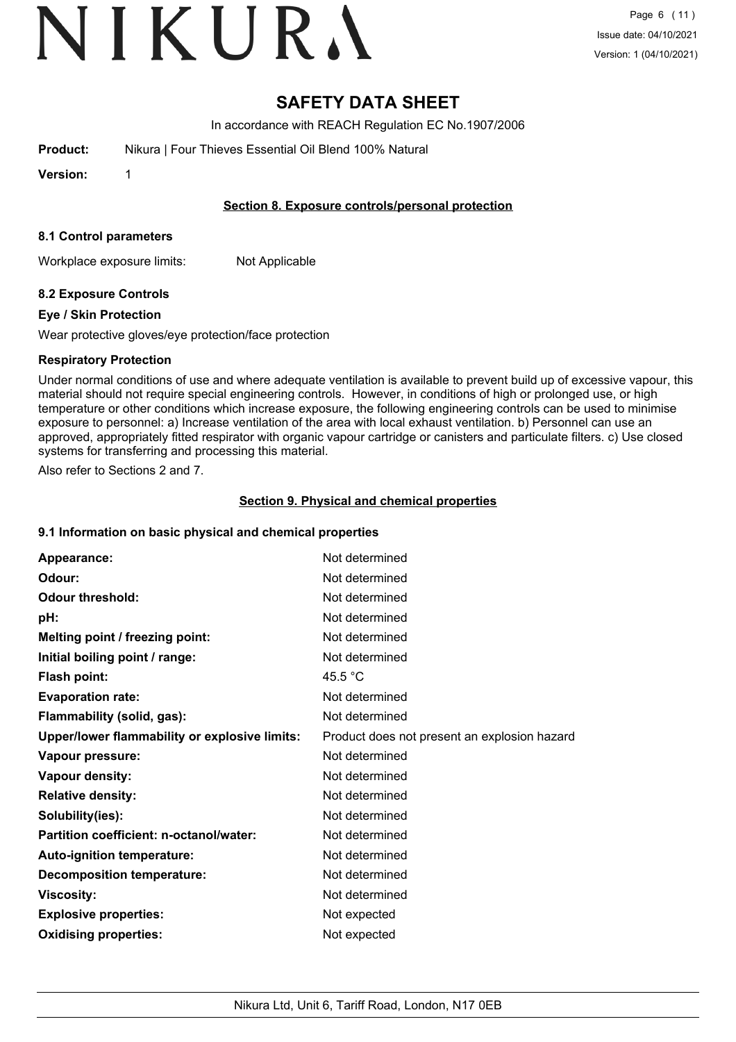# SAFETY DATA SHEET

In accordance with REACH Regulation EC No.1907/2006

**Product:** Nikura | Four Thieves Essential Oil Blend 100% Natural

**Version:** 1

## Section 8. Exposure controls/personal protection

### 8.1 Control parameters

Workplace exposure limits: Not Applicable

### 8.2 Exposure Controls

#### Eye / Skin Protection

Wear protective gloves/eye protection/face protection

#### Respiratory Protection

Under normal conditions of use and where adequate ventilation is available to prevent build up of excessive vapour, this material should not require special engineering controls. However, in conditions of high or prolonged use, or high temperature or other conditions which increase exposure, the following engineering controls can be used to minimise exposure to personnel: a) Increase ventilation of the area with local exhaust ventilation. b) Personnel can use an approved, appropriately fitted respirator with organic vapour cartridge or canisters and particulate filters. c) Use closed systems for transferring and processing this material.

Also refer to Sections 2 and 7.

## Section 9. Physical and chemical properties

### 9.1 Information on basic physical and chemical properties

| Property | Value |
|---|---|
| **Appearance:** | Not determined |
| **Odour:** | Not determined |
| **Odour threshold:** | Not determined |
| **pH:** | Not determined |
| **Melting point / freezing point:** | Not determined |
| **Initial boiling point / range:** | Not determined |
| **Flash point:** | 45.5 °C |
| **Evaporation rate:** | Not determined |
| **Flammability (solid, gas):** | Not determined |
| **Upper/lower flammability or explosive limits:** | Product does not present an explosion hazard |
| **Vapour pressure:** | Not determined |
| **Vapour density:** | Not determined |
| **Relative density:** | Not determined |
| **Solubility(ies):** | Not determined |
| **Partition coefficient: n-octanol/water:** | Not determined |
| **Auto-ignition temperature:** | Not determined |
| **Decomposition temperature:** | Not determined |
| **Viscosity:** | Not determined |
| **Explosive properties:** | Not expected |
| **Oxidising properties:** | Not expected |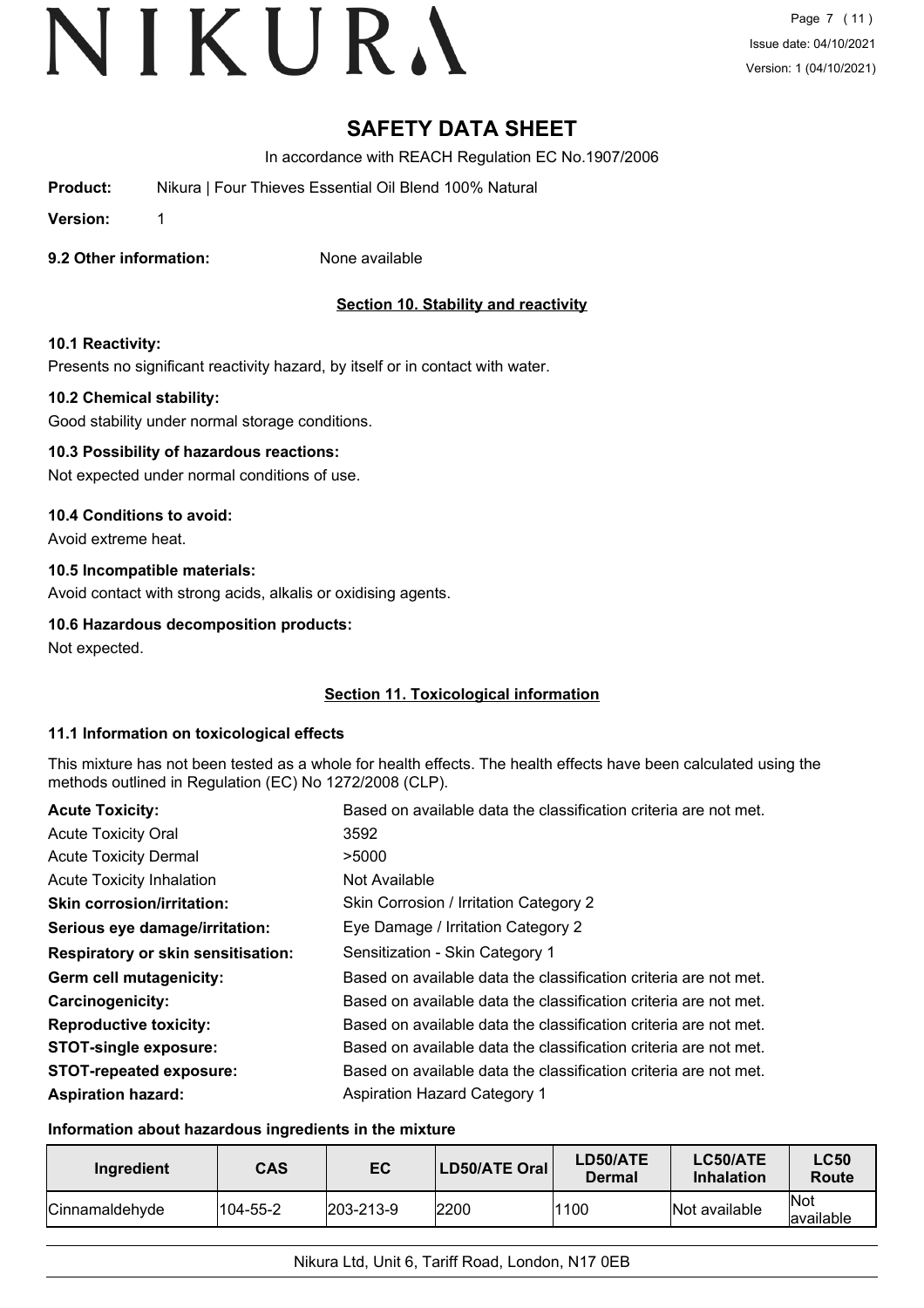# SAFETY DATA SHEET

In accordance with REACH Regulation EC No.1907/2006

**Product:** Nikura | Four Thieves Essential Oil Blend 100% Natural

**Version:** 1

**9.2 Other information:** None available

## Section 10. Stability and reactivity

**10.1 Reactivity:**

Presents no significant reactivity hazard, by itself or in contact with water.

**10.2 Chemical stability:**

Good stability under normal storage conditions.

**10.3 Possibility of hazardous reactions:**

Not expected under normal conditions of use.

**10.4 Conditions to avoid:**

Avoid extreme heat.

**10.5 Incompatible materials:**

Avoid contact with strong acids, alkalis or oxidising agents.

**10.6 Hazardous decomposition products:**

Not expected.

## Section 11. Toxicological information

**11.1 Information on toxicological effects**

This mixture has not been tested as a whole for health effects. The health effects have been calculated using the methods outlined in Regulation (EC) No 1272/2008 (CLP).

| | |
|---|---|
| **Acute Toxicity:** | Based on available data the classification criteria are not met. |
| Acute Toxicity Oral | 3592 |
| Acute Toxicity Dermal | >5000 |
| Acute Toxicity Inhalation | Not Available |
| **Skin corrosion/irritation:** | Skin Corrosion / Irritation Category 2 |
| **Serious eye damage/irritation:** | Eye Damage / Irritation Category 2 |
| **Respiratory or skin sensitisation:** | Sensitization - Skin Category 1 |
| **Germ cell mutagenicity:** | Based on available data the classification criteria are not met. |
| **Carcinogenicity:** | Based on available data the classification criteria are not met. |
| **Reproductive toxicity:** | Based on available data the classification criteria are not met. |
| **STOT-single exposure:** | Based on available data the classification criteria are not met. |
| **STOT-repeated exposure:** | Based on available data the classification criteria are not met. |
| **Aspiration hazard:** | Aspiration Hazard Category 1 |

**Information about hazardous ingredients in the mixture**

| Ingredient | CAS | EC | LD50/ATE Oral | LD50/ATE Dermal | LC50/ATE Inhalation | LC50 Route |
|---|---|---|---|---|---|---|
| Cinnamaldehyde | 104-55-2 | 203-213-9 | 2200 | 1100 | Not available | Not available |

Nikura Ltd, Unit 6, Tariff Road, London, N17 0EB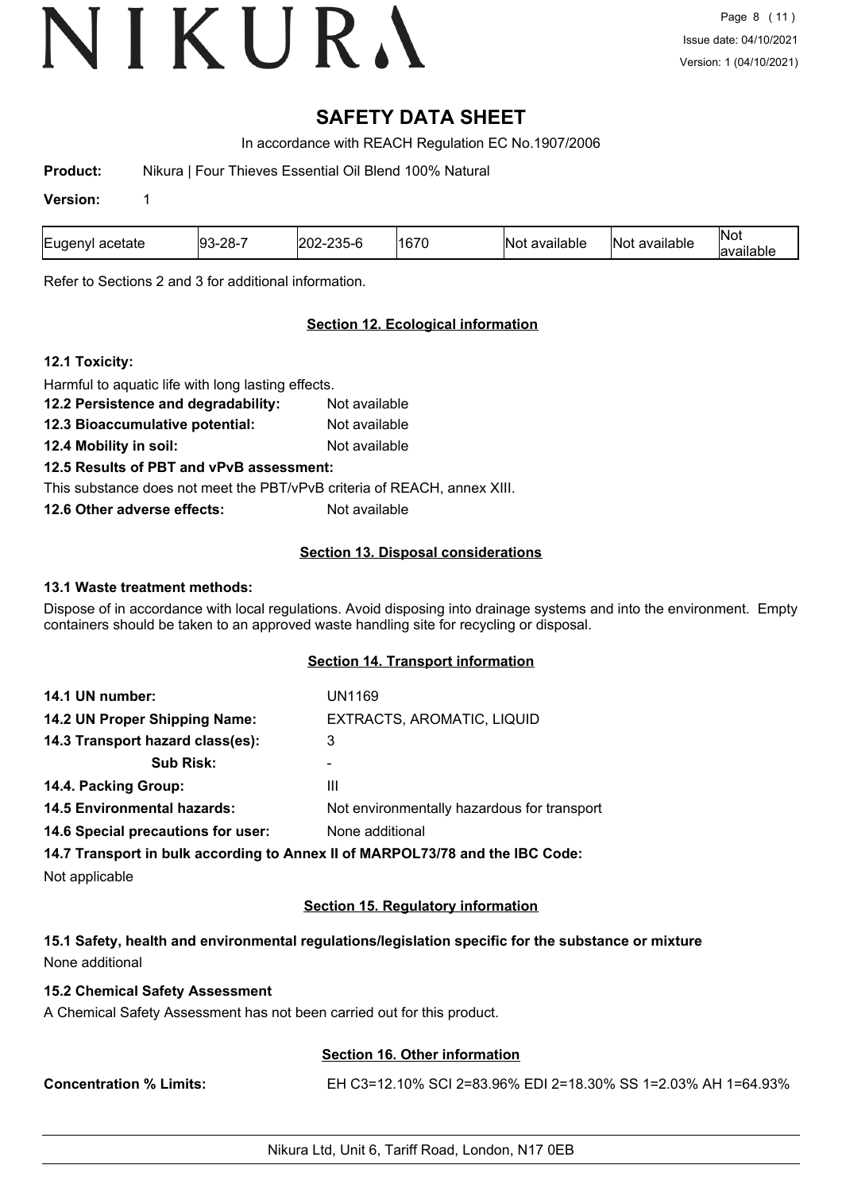# SAFETY DATA SHEET

In accordance with REACH Regulation EC No.1907/2006

**Product:** Nikura | Four Thieves Essential Oil Blend 100% Natural

**Version:** 1

| Eugenyl acetate | 93-28-7 | 202-235-6 | 1670 | Not available | Not available | Not available |
|---|---|---|---|---|---|---|

Refer to Sections 2 and 3 for additional information.

## Section 12. Ecological information

**12.1 Toxicity:**

Harmful to aquatic life with long lasting effects.

**12.2 Persistence and degradability:** Not available

**12.3 Bioaccumulative potential:** Not available

**12.4 Mobility in soil:** Not available

**12.5 Results of PBT and vPvB assessment:**

This substance does not meet the PBT/vPvB criteria of REACH, annex XIII.

**12.6 Other adverse effects:** Not available

## Section 13. Disposal considerations

**13.1 Waste treatment methods:**

Dispose of in accordance with local regulations. Avoid disposing into drainage systems and into the environment. Empty containers should be taken to an approved waste handling site for recycling or disposal.

## Section 14. Transport information

**14.1 UN number:** UN1169

**14.2 UN Proper Shipping Name:** EXTRACTS, AROMATIC, LIQUID

**14.3 Transport hazard class(es):** 3

**Sub Risk:** -

**14.4. Packing Group:** III

**14.5 Environmental hazards:** Not environmentally hazardous for transport

**14.6 Special precautions for user:** None additional

**14.7 Transport in bulk according to Annex II of MARPOL73/78 and the IBC Code:**

Not applicable

## Section 15. Regulatory information

**15.1 Safety, health and environmental regulations/legislation specific for the substance or mixture**

None additional

**15.2 Chemical Safety Assessment**

A Chemical Safety Assessment has not been carried out for this product.

## Section 16. Other information

**Concentration % Limits:** EH C3=12.10% SCI 2=83.96% EDI 2=18.30% SS 1=2.03% AH 1=64.93%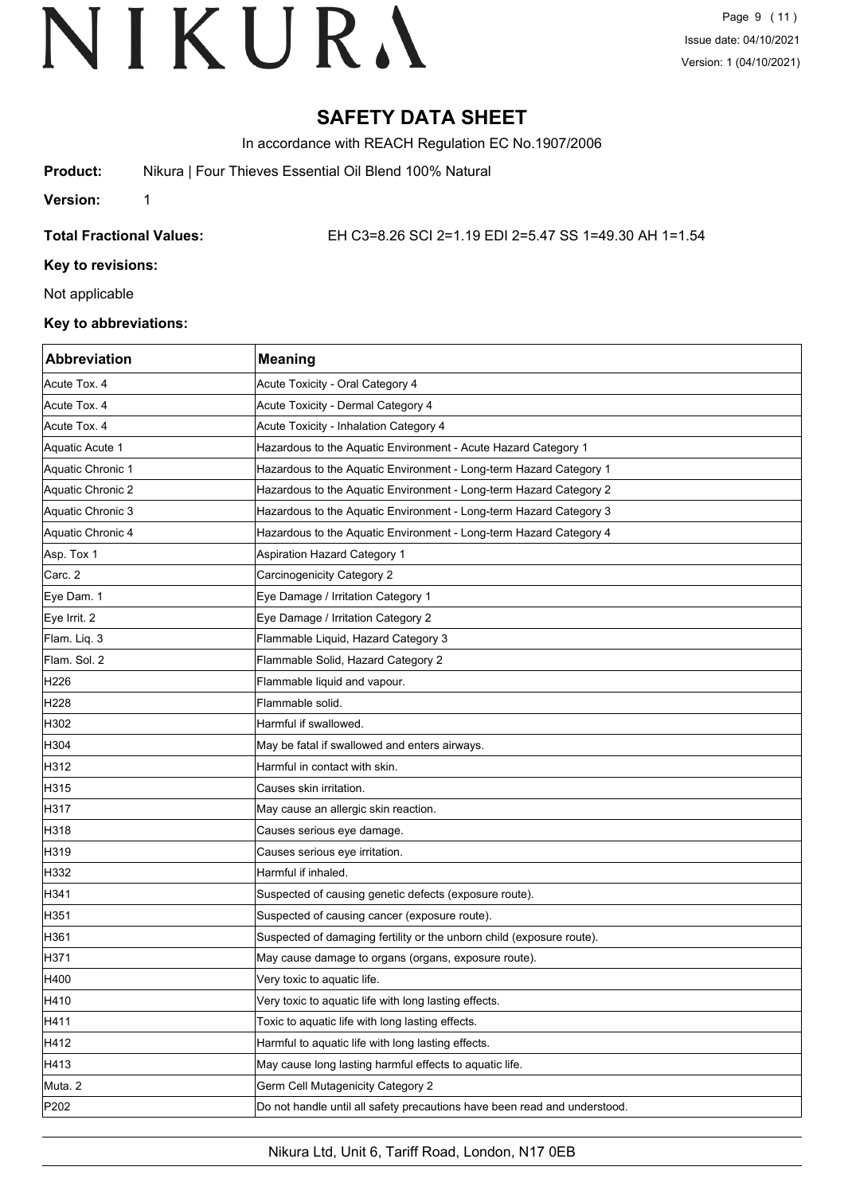# SAFETY DATA SHEET

In accordance with REACH Regulation EC No.1907/2006

**Product:** Nikura | Four Thieves Essential Oil Blend 100% Natural

**Version:** 1

**Total Fractional Values:** EH C3=8.26 SCI 2=1.19 EDI 2=5.47 SS 1=49.30 AH 1=1.54

**Key to revisions:**

Not applicable

**Key to abbreviations:**

| Abbreviation | Meaning |
|---|---|
| Acute Tox. 4 | Acute Toxicity - Oral Category 4 |
| Acute Tox. 4 | Acute Toxicity - Dermal Category 4 |
| Acute Tox. 4 | Acute Toxicity - Inhalation Category 4 |
| Aquatic Acute 1 | Hazardous to the Aquatic Environment - Acute Hazard Category 1 |
| Aquatic Chronic 1 | Hazardous to the Aquatic Environment - Long-term Hazard Category 1 |
| Aquatic Chronic 2 | Hazardous to the Aquatic Environment - Long-term Hazard Category 2 |
| Aquatic Chronic 3 | Hazardous to the Aquatic Environment - Long-term Hazard Category 3 |
| Aquatic Chronic 4 | Hazardous to the Aquatic Environment - Long-term Hazard Category 4 |
| Asp. Tox 1 | Aspiration Hazard Category 1 |
| Carc. 2 | Carcinogenicity Category 2 |
| Eye Dam. 1 | Eye Damage / Irritation Category 1 |
| Eye Irrit. 2 | Eye Damage / Irritation Category 2 |
| Flam. Liq. 3 | Flammable Liquid, Hazard Category 3 |
| Flam. Sol. 2 | Flammable Solid, Hazard Category 2 |
| H226 | Flammable liquid and vapour. |
| H228 | Flammable solid. |
| H302 | Harmful if swallowed. |
| H304 | May be fatal if swallowed and enters airways. |
| H312 | Harmful in contact with skin. |
| H315 | Causes skin irritation. |
| H317 | May cause an allergic skin reaction. |
| H318 | Causes serious eye damage. |
| H319 | Causes serious eye irritation. |
| H332 | Harmful if inhaled. |
| H341 | Suspected of causing genetic defects (exposure route). |
| H351 | Suspected of causing cancer (exposure route). |
| H361 | Suspected of damaging fertility or the unborn child (exposure route). |
| H371 | May cause damage to organs (organs, exposure route). |
| H400 | Very toxic to aquatic life. |
| H410 | Very toxic to aquatic life with long lasting effects. |
| H411 | Toxic to aquatic life with long lasting effects. |
| H412 | Harmful to aquatic life with long lasting effects. |
| H413 | May cause long lasting harmful effects to aquatic life. |
| Muta. 2 | Germ Cell Mutagenicity Category 2 |
| P202 | Do not handle until all safety precautions have been read and understood. |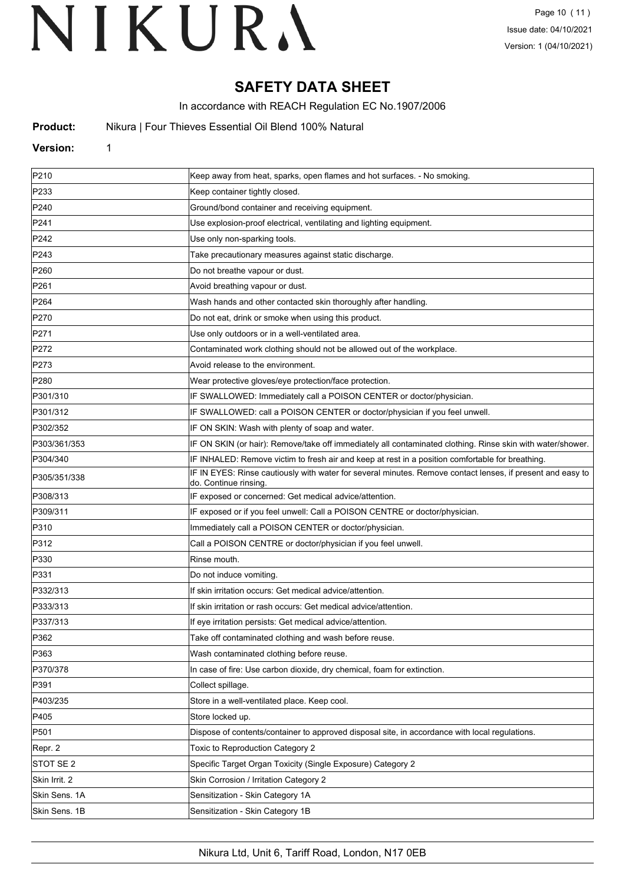# SAFETY DATA SHEET

In accordance with REACH Regulation EC No.1907/2006

**Product:** Nikura | Four Thieves Essential Oil Blend 100% Natural

**Version:** 1

| | |
|---|---|
| P210 | Keep away from heat, sparks, open flames and hot surfaces. - No smoking. |
| P233 | Keep container tightly closed. |
| P240 | Ground/bond container and receiving equipment. |
| P241 | Use explosion-proof electrical, ventilating and lighting equipment. |
| P242 | Use only non-sparking tools. |
| P243 | Take precautionary measures against static discharge. |
| P260 | Do not breathe vapour or dust. |
| P261 | Avoid breathing vapour or dust. |
| P264 | Wash hands and other contacted skin thoroughly after handling. |
| P270 | Do not eat, drink or smoke when using this product. |
| P271 | Use only outdoors or in a well-ventilated area. |
| P272 | Contaminated work clothing should not be allowed out of the workplace. |
| P273 | Avoid release to the environment. |
| P280 | Wear protective gloves/eye protection/face protection. |
| P301/310 | IF SWALLOWED: Immediately call a POISON CENTER or doctor/physician. |
| P301/312 | IF SWALLOWED: call a POISON CENTER or doctor/physician if you feel unwell. |
| P302/352 | IF ON SKIN: Wash with plenty of soap and water. |
| P303/361/353 | IF ON SKIN (or hair): Remove/take off immediately all contaminated clothing. Rinse skin with water/shower. |
| P304/340 | IF INHALED: Remove victim to fresh air and keep at rest in a position comfortable for breathing. |
| P305/351/338 | IF IN EYES: Rinse cautiously with water for several minutes. Remove contact lenses, if present and easy to do. Continue rinsing. |
| P308/313 | IF exposed or concerned: Get medical advice/attention. |
| P309/311 | IF exposed or if you feel unwell: Call a POISON CENTRE or doctor/physician. |
| P310 | Immediately call a POISON CENTER or doctor/physician. |
| P312 | Call a POISON CENTRE or doctor/physician if you feel unwell. |
| P330 | Rinse mouth. |
| P331 | Do not induce vomiting. |
| P332/313 | If skin irritation occurs: Get medical advice/attention. |
| P333/313 | If skin irritation or rash occurs: Get medical advice/attention. |
| P337/313 | If eye irritation persists: Get medical advice/attention. |
| P362 | Take off contaminated clothing and wash before reuse. |
| P363 | Wash contaminated clothing before reuse. |
| P370/378 | In case of fire: Use carbon dioxide, dry chemical, foam for extinction. |
| P391 | Collect spillage. |
| P403/235 | Store in a well-ventilated place. Keep cool. |
| P405 | Store locked up. |
| P501 | Dispose of contents/container to approved disposal site, in accordance with local regulations. |
| Repr. 2 | Toxic to Reproduction Category 2 |
| STOT SE 2 | Specific Target Organ Toxicity (Single Exposure) Category 2 |
| Skin Irrit. 2 | Skin Corrosion / Irritation Category 2 |
| Skin Sens. 1A | Sensitization - Skin Category 1A |
| Skin Sens. 1B | Sensitization - Skin Category 1B |

Nikura Ltd, Unit 6, Tariff Road, London, N17 0EB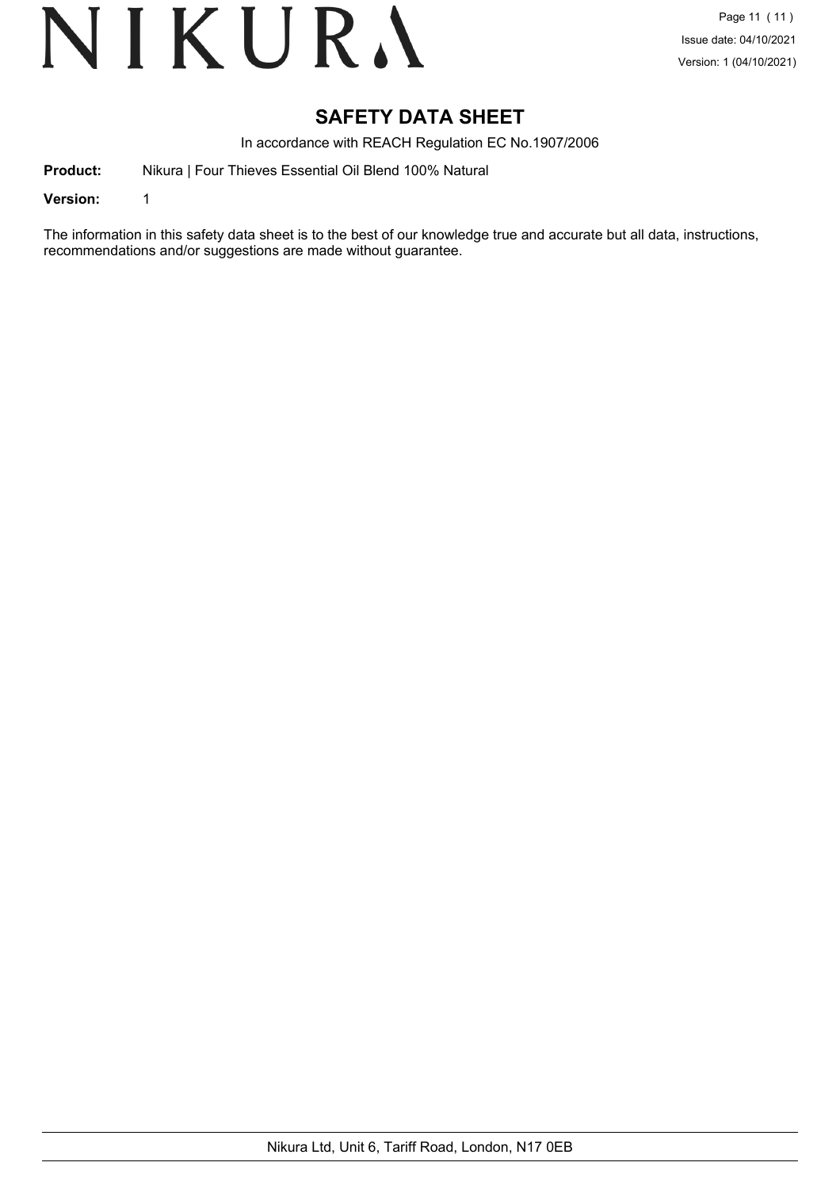# SAFETY DATA SHEET

In accordance with REACH Regulation EC No.1907/2006

**Product:** Nikura | Four Thieves Essential Oil Blend 100% Natural

**Version:** 1

The information in this safety data sheet is to the best of our knowledge true and accurate but all data, instructions, recommendations and/or suggestions are made without guarantee.